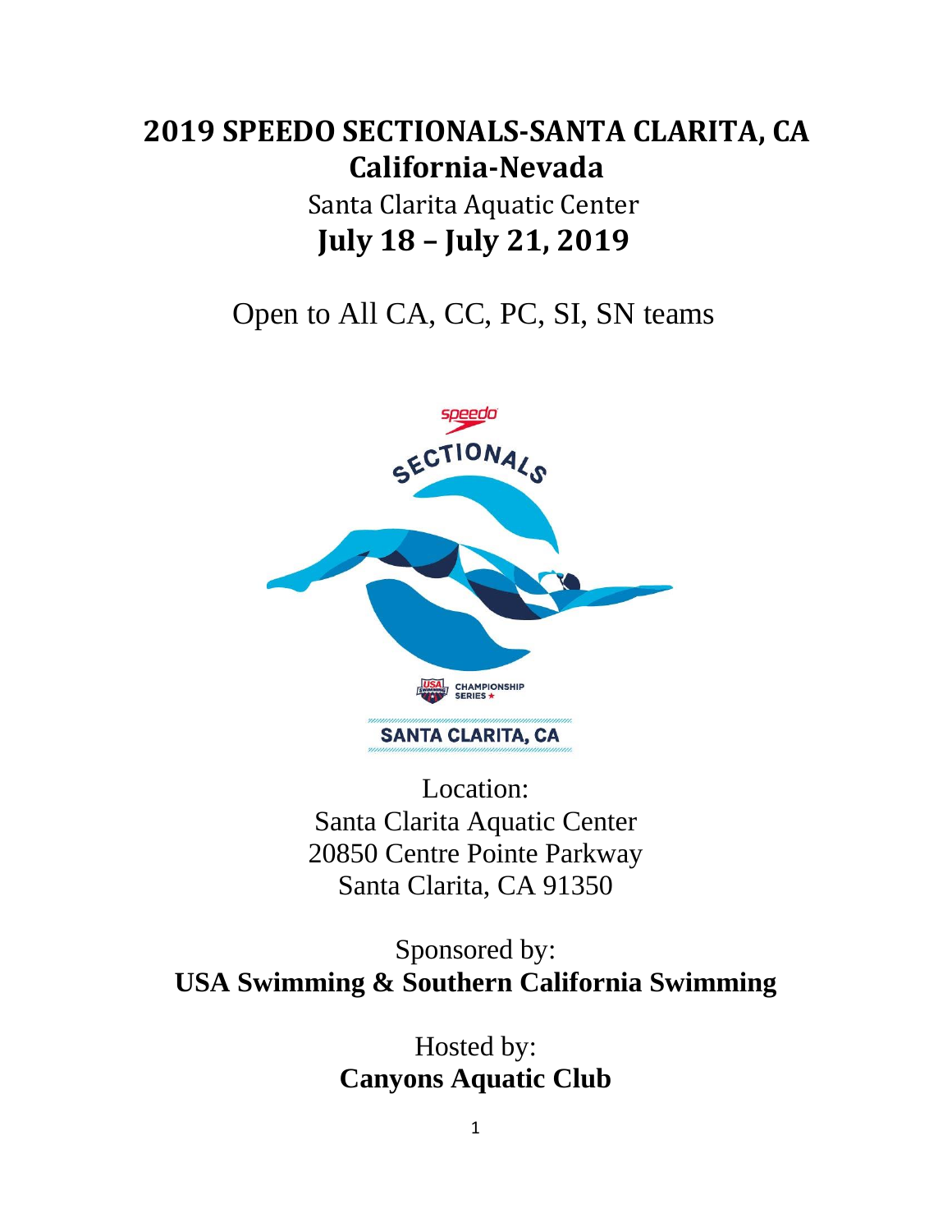# 2019 SPEEDO SECTIONALS-SANTA CLARITA, CA
## California-Nevada

Santa Clarita Aquatic Center

**July 18 – July 21, 2019**

Open to All CA, CC, PC, SI, SN teams

Location:
Santa Clarita Aquatic Center
20850 Centre Pointe Parkway
Santa Clarita, CA 91350

Sponsored by:
**USA Swimming & Southern California Swimming**

Hosted by:
**Canyons Aquatic Club**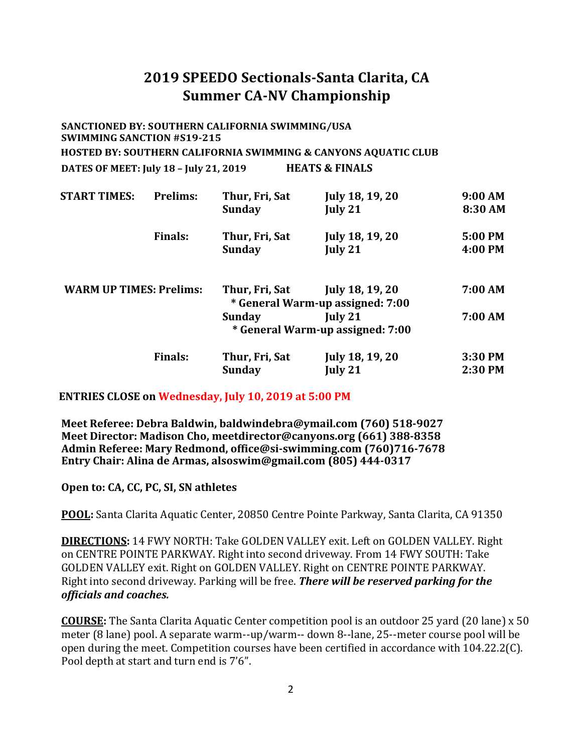# 2019 SPEEDO Sectionals-Santa Clarita, CA
# Summer CA-NV Championship

**SANCTIONED BY: SOUTHERN CALIFORNIA SWIMMING/USA SWIMMING SANCTION #S19-215**

**HOSTED BY: SOUTHERN CALIFORNIA SWIMMING & CANYONS AQUATIC CLUB**

**DATES OF MEET: July 18 – July 21, 2019 HEATS & FINALS**

| | | | | |
|---|---|---|---|---|
| **START TIMES:** | **Prelims:** | **Thur, Fri, Sat** | **July 18, 19, 20** | **9:00 AM** |
| | | **Sunday** | **July 21** | **8:30 AM** |
| | **Finals:** | **Thur, Fri, Sat** | **July 18, 19, 20** | **5:00 PM** |
| | | **Sunday** | **July 21** | **4:00 PM** |
| **WARM UP TIMES:** | **Prelims:** | **Thur, Fri, Sat** | **July 18, 19, 20** | **7:00 AM** |
| | | **\* General Warm-up assigned: 7:00** | | |
| | | **Sunday** | **July 21** | **7:00 AM** |
| | | **\* General Warm-up assigned: 7:00** | | |
| | **Finals:** | **Thur, Fri, Sat** | **July 18, 19, 20** | **3:30 PM** |
| | | **Sunday** | **July 21** | **2:30 PM** |

**ENTRIES CLOSE on Wednesday, July 10, 2019 at 5:00 PM**

**Meet Referee: Debra Baldwin, baldwindebra@ymail.com (760) 518-9027**
**Meet Director: Madison Cho, meetdirector@canyons.org (661) 388-8358**
**Admin Referee: Mary Redmond, office@si-swimming.com (760)716-7678**
**Entry Chair: Alina de Armas, alsoswim@gmail.com (805) 444-0317**

**Open to: CA, CC, PC, SI, SN athletes**

**POOL:** Santa Clarita Aquatic Center, 20850 Centre Pointe Parkway, Santa Clarita, CA 91350

**DIRECTIONS:** 14 FWY NORTH: Take GOLDEN VALLEY exit. Left on GOLDEN VALLEY. Right on CENTRE POINTE PARKWAY. Right into second driveway. From 14 FWY SOUTH: Take GOLDEN VALLEY exit. Right on GOLDEN VALLEY. Right on CENTRE POINTE PARKWAY. Right into second driveway. Parking will be free. ***There will be reserved parking for the officials and coaches.***

**COURSE:** The Santa Clarita Aquatic Center competition pool is an outdoor 25 yard (20 lane) x 50 meter (8 lane) pool. A separate warm--up/warm-- down 8--lane, 25--meter course pool will be open during the meet. Competition courses have been certified in accordance with 104.22.2(C). Pool depth at start and turn end is 7'6".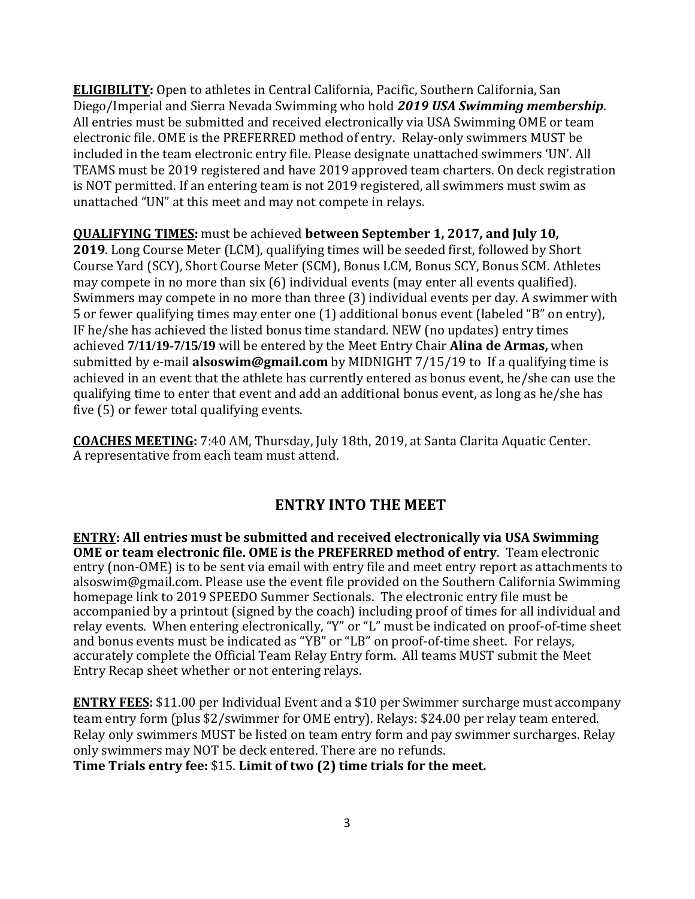**<u>ELIGIBILITY</u>:** Open to athletes in Central California, Pacific, Southern California, San Diego/Imperial and Sierra Nevada Swimming who hold ***2019 USA Swimming membership***. All entries must be submitted and received electronically via USA Swimming OME or team electronic file. OME is the PREFERRED method of entry. Relay-only swimmers MUST be included in the team electronic entry file. Please designate unattached swimmers 'UN'. All TEAMS must be 2019 registered and have 2019 approved team charters. On deck registration is NOT permitted. If an entering team is not 2019 registered, all swimmers must swim as unattached "UN" at this meet and may not compete in relays.

**<u>QUALIFYING TIMES</u>:** must be achieved **between September 1, 2017, and July 10, 2019**. Long Course Meter (LCM), qualifying times will be seeded first, followed by Short Course Yard (SCY), Short Course Meter (SCM), Bonus LCM, Bonus SCY, Bonus SCM. Athletes may compete in no more than six (6) individual events (may enter all events qualified). Swimmers may compete in no more than three (3) individual events per day. A swimmer with 5 or fewer qualifying times may enter one (1) additional bonus event (labeled "B" on entry), IF he/she has achieved the listed bonus time standard. NEW (no updates) entry times achieved **7/11/19-7/15/19** will be entered by the Meet Entry Chair **Alina de Armas,** when submitted by e-mail **alsoswim@gmail.com** by MIDNIGHT 7/15/19 to If a qualifying time is achieved in an event that the athlete has currently entered as bonus event, he/she can use the qualifying time to enter that event and add an additional bonus event, as long as he/she has five (5) or fewer total qualifying events.

**<u>COACHES MEETING</u>:** 7:40 AM, Thursday, July 18th, 2019, at Santa Clarita Aquatic Center. A representative from each team must attend.

## ENTRY INTO THE MEET

**<u>ENTRY</u>: All entries must be submitted and received electronically via USA Swimming OME or team electronic file. OME is the PREFERRED method of entry**. Team electronic entry (non-OME) is to be sent via email with entry file and meet entry report as attachments to alsoswim@gmail.com. Please use the event file provided on the Southern California Swimming homepage link to 2019 SPEEDO Summer Sectionals. The electronic entry file must be accompanied by a printout (signed by the coach) including proof of times for all individual and relay events. When entering electronically, "Y" or "L" must be indicated on proof-of-time sheet and bonus events must be indicated as "YB" or "LB" on proof-of-time sheet. For relays, accurately complete the Official Team Relay Entry form. All teams MUST submit the Meet Entry Recap sheet whether or not entering relays.

**<u>ENTRY FEES</u>:** $11.00 per Individual Event and a $10 per Swimmer surcharge must accompany team entry form (plus $2/swimmer for OME entry). Relays: $24.00 per relay team entered. Relay only swimmers MUST be listed on team entry form and pay swimmer surcharges. Relay only swimmers may NOT be deck entered. There are no refunds.
**Time Trials entry fee:** $15. **Limit of two (2) time trials for the meet.**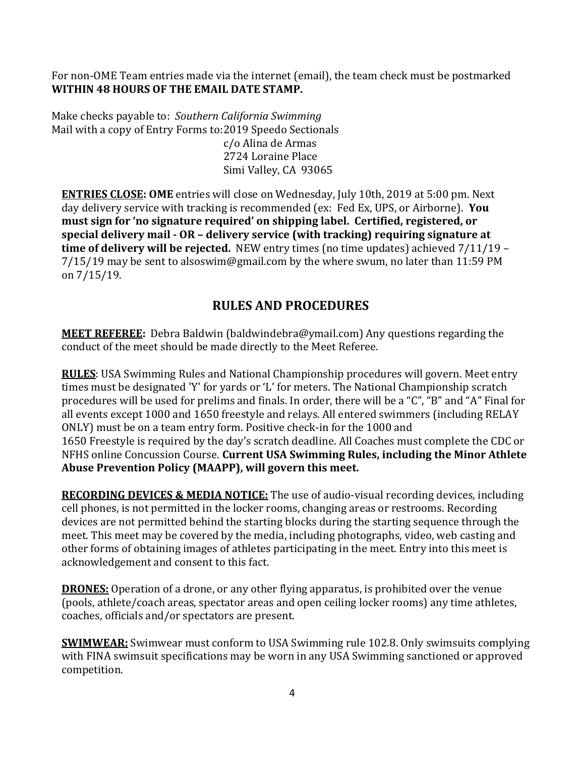For non-OME Team entries made via the internet (email), the team check must be postmarked **WITHIN 48 HOURS OF THE EMAIL DATE STAMP.**

Make checks payable to: *Southern California Swimming*
Mail with a copy of Entry Forms to: 2019 Speedo Sectionals
c/o Alina de Armas
2724 Loraine Place
Simi Valley, CA 93065

**ENTRIES CLOSE: OME** entries will close on Wednesday, July 10th, 2019 at 5:00 pm. Next day delivery service with tracking is recommended (ex: Fed Ex, UPS, or Airborne). **You must sign for 'no signature required' on shipping label. Certified, registered, or special delivery mail - OR – delivery service (with tracking) requiring signature at time of delivery will be rejected.** NEW entry times (no time updates) achieved 7/11/19 – 7/15/19 may be sent to alsoswim@gmail.com by the where swum, no later than 11:59 PM on 7/15/19.

## RULES AND PROCEDURES

**MEET REFEREE:** Debra Baldwin (baldwindebra@ymail.com) Any questions regarding the conduct of the meet should be made directly to the Meet Referee.

**RULES**: USA Swimming Rules and National Championship procedures will govern. Meet entry times must be designated 'Y' for yards or 'L' for meters. The National Championship scratch procedures will be used for prelims and finals. In order, there will be a "C", "B" and "A" Final for all events except 1000 and 1650 freestyle and relays. All entered swimmers (including RELAY ONLY) must be on a team entry form. Positive check-in for the 1000 and 1650 Freestyle is required by the day's scratch deadline. All Coaches must complete the CDC or NFHS online Concussion Course. **Current USA Swimming Rules, including the Minor Athlete Abuse Prevention Policy (MAAPP), will govern this meet.**

**RECORDING DEVICES & MEDIA NOTICE:** The use of audio-visual recording devices, including cell phones, is not permitted in the locker rooms, changing areas or restrooms. Recording devices are not permitted behind the starting blocks during the starting sequence through the meet. This meet may be covered by the media, including photographs, video, web casting and other forms of obtaining images of athletes participating in the meet. Entry into this meet is acknowledgement and consent to this fact.

**DRONES:** Operation of a drone, or any other flying apparatus, is prohibited over the venue (pools, athlete/coach areas, spectator areas and open ceiling locker rooms) any time athletes, coaches, officials and/or spectators are present.

**SWIMWEAR:** Swimwear must conform to USA Swimming rule 102.8. Only swimsuits complying with FINA swimsuit specifications may be worn in any USA Swimming sanctioned or approved competition.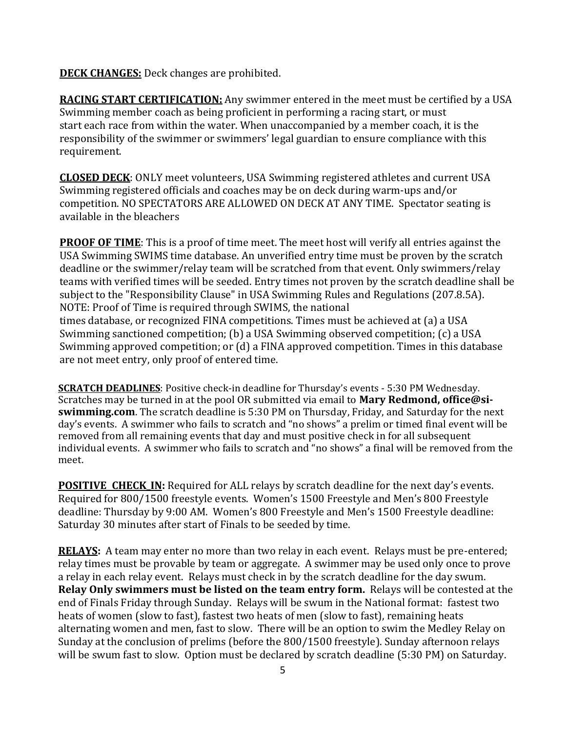**DECK CHANGES:** Deck changes are prohibited.

**RACING START CERTIFICATION:** Any swimmer entered in the meet must be certified by a USA Swimming member coach as being proficient in performing a racing start, or must start each race from within the water. When unaccompanied by a member coach, it is the responsibility of the swimmer or swimmers' legal guardian to ensure compliance with this requirement.

**CLOSED DECK**: ONLY meet volunteers, USA Swimming registered athletes and current USA Swimming registered officials and coaches may be on deck during warm-ups and/or competition. NO SPECTATORS ARE ALLOWED ON DECK AT ANY TIME. Spectator seating is available in the bleachers

**PROOF OF TIME**: This is a proof of time meet. The meet host will verify all entries against the USA Swimming SWIMS time database. An unverified entry time must be proven by the scratch deadline or the swimmer/relay team will be scratched from that event. Only swimmers/relay teams with verified times will be seeded. Entry times not proven by the scratch deadline shall be subject to the "Responsibility Clause" in USA Swimming Rules and Regulations (207.8.5A). NOTE: Proof of Time is required through SWIMS, the national times database, or recognized FINA competitions. Times must be achieved at (a) a USA Swimming sanctioned competition; (b) a USA Swimming observed competition; (c) a USA Swimming approved competition; or (d) a FINA approved competition. Times in this database are not meet entry, only proof of entered time.

**SCRATCH DEADLINES**: Positive check-in deadline for Thursday's events - 5:30 PM Wednesday. Scratches may be turned in at the pool OR submitted via email to **Mary Redmond, office@si-swimming.com**. The scratch deadline is 5:30 PM on Thursday, Friday, and Saturday for the next day's events. A swimmer who fails to scratch and "no shows" a prelim or timed final event will be removed from all remaining events that day and must positive check in for all subsequent individual events. A swimmer who fails to scratch and "no shows" a final will be removed from the meet.

**POSITIVE CHECK_IN:** Required for ALL relays by scratch deadline for the next day's events. Required for 800/1500 freestyle events. Women's 1500 Freestyle and Men's 800 Freestyle deadline: Thursday by 9:00 AM. Women's 800 Freestyle and Men's 1500 Freestyle deadline: Saturday 30 minutes after start of Finals to be seeded by time.

**RELAYS:** A team may enter no more than two relay in each event. Relays must be pre-entered; relay times must be provable by team or aggregate. A swimmer may be used only once to prove a relay in each relay event. Relays must check in by the scratch deadline for the day swum. **Relay Only swimmers must be listed on the team entry form.** Relays will be contested at the end of Finals Friday through Sunday. Relays will be swum in the National format: fastest two heats of women (slow to fast), fastest two heats of men (slow to fast), remaining heats alternating women and men, fast to slow. There will be an option to swim the Medley Relay on Sunday at the conclusion of prelims (before the 800/1500 freestyle). Sunday afternoon relays will be swum fast to slow. Option must be declared by scratch deadline (5:30 PM) on Saturday.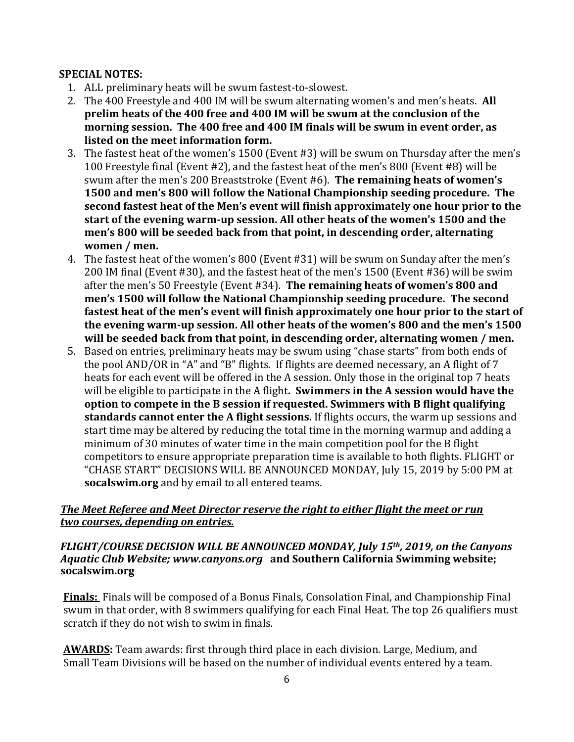**SPECIAL NOTES:**

1. ALL preliminary heats will be swum fastest-to-slowest.
2. The 400 Freestyle and 400 IM will be swum alternating women's and men's heats. **All prelim heats of the 400 free and 400 IM will be swum at the conclusion of the morning session. The 400 free and 400 IM finals will be swum in event order, as listed on the meet information form.**
3. The fastest heat of the women's 1500 (Event #3) will be swum on Thursday after the men's 100 Freestyle final (Event #2), and the fastest heat of the men's 800 (Event #8) will be swum after the men's 200 Breaststroke (Event #6). **The remaining heats of women's 1500 and men's 800 will follow the National Championship seeding procedure. The second fastest heat of the Men's event will finish approximately one hour prior to the start of the evening warm-up session. All other heats of the women's 1500 and the men's 800 will be seeded back from that point, in descending order, alternating women / men.**
4. The fastest heat of the women's 800 (Event #31) will be swum on Sunday after the men's 200 IM final (Event #30), and the fastest heat of the men's 1500 (Event #36) will be swim after the men's 50 Freestyle (Event #34). **The remaining heats of women's 800 and men's 1500 will follow the National Championship seeding procedure. The second fastest heat of the men's event will finish approximately one hour prior to the start of the evening warm-up session. All other heats of the women's 800 and the men's 1500 will be seeded back from that point, in descending order, alternating women / men.**
5. Based on entries, preliminary heats may be swum using "chase starts" from both ends of the pool AND/OR in "A" and "B" flights. If flights are deemed necessary, an A flight of 7 heats for each event will be offered in the A session. Only those in the original top 7 heats will be eligible to participate in the A flight**. Swimmers in the A session would have the option to compete in the B session if requested. Swimmers with B flight qualifying standards cannot enter the A flight sessions.** If flights occurs, the warm up sessions and start time may be altered by reducing the total time in the morning warmup and adding a minimum of 30 minutes of water time in the main competition pool for the B flight competitors to ensure appropriate preparation time is available to both flights. FLIGHT or "CHASE START" DECISIONS WILL BE ANNOUNCED MONDAY, July 15, 2019 by 5:00 PM at **socalswim.org** and by email to all entered teams.

***The Meet Referee and Meet Director reserve the right to either flight the meet or run two courses, depending on entries.***

***FLIGHT/COURSE DECISION WILL BE ANNOUNCED MONDAY, July 15th, 2019, on the Canyons Aquatic Club Website; www.canyons.org* and Southern California Swimming website; socalswim.org**

**Finals:** Finals will be composed of a Bonus Finals, Consolation Final, and Championship Final swum in that order, with 8 swimmers qualifying for each Final Heat. The top 26 qualifiers must scratch if they do not wish to swim in finals.

**AWARDS:** Team awards: first through third place in each division. Large, Medium, and Small Team Divisions will be based on the number of individual events entered by a team.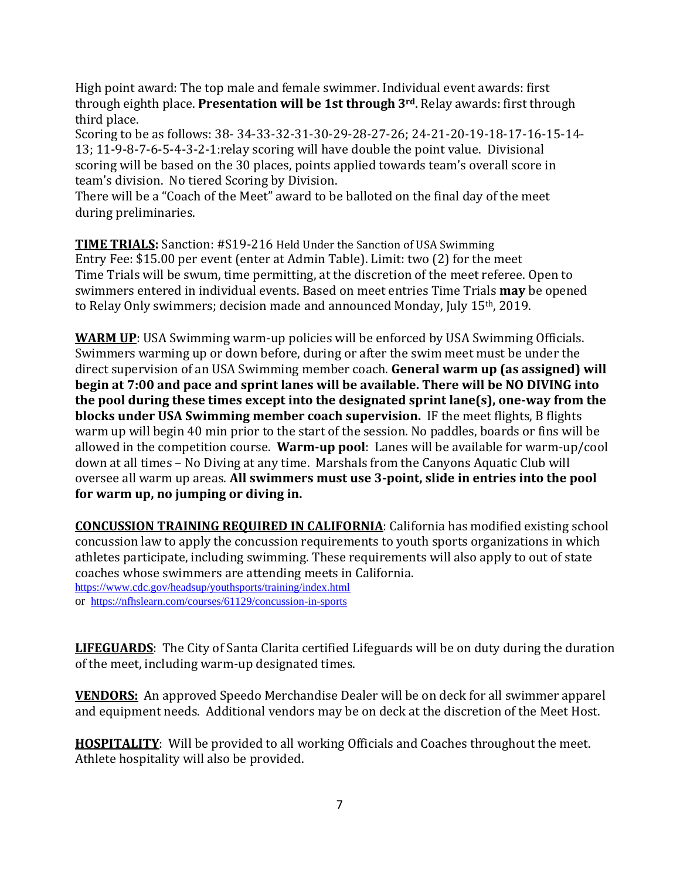High point award: The top male and female swimmer. Individual event awards: first through eighth place. **Presentation will be 1st through 3rd**. Relay awards: first through third place.
Scoring to be as follows: 38- 34-33-32-31-30-29-28-27-26; 24-21-20-19-18-17-16-15-14-13; 11-9-8-7-6-5-4-3-2-1:relay scoring will have double the point value. Divisional scoring will be based on the 30 places, points applied towards team's overall score in team's division. No tiered Scoring by Division.
There will be a "Coach of the Meet" award to be balloted on the final day of the meet during preliminaries.

**TIME TRIALS:** Sanction: #S19-216 Held Under the Sanction of USA Swimming
Entry Fee: $15.00 per event (enter at Admin Table). Limit: two (2) for the meet
Time Trials will be swum, time permitting, at the discretion of the meet referee. Open to swimmers entered in individual events. Based on meet entries Time Trials **may** be opened to Relay Only swimmers; decision made and announced Monday, July 15th, 2019.

**WARM UP**: USA Swimming warm-up policies will be enforced by USA Swimming Officials. Swimmers warming up or down before, during or after the swim meet must be under the direct supervision of an USA Swimming member coach. **General warm up (as assigned) will begin at 7:00 and pace and sprint lanes will be available. There will be NO DIVING into the pool during these times except into the designated sprint lane(s), one-way from the blocks under USA Swimming member coach supervision.** IF the meet flights, B flights warm up will begin 40 min prior to the start of the session. No paddles, boards or fins will be allowed in the competition course. **Warm-up pool**: Lanes will be available for warm-up/cool down at all times – No Diving at any time. Marshals from the Canyons Aquatic Club will oversee all warm up areas. **All swimmers must use 3-point, slide in entries into the pool for warm up, no jumping or diving in.**

**CONCUSSION TRAINING REQUIRED IN CALIFORNIA**: California has modified existing school concussion law to apply the concussion requirements to youth sports organizations in which athletes participate, including swimming. These requirements will also apply to out of state coaches whose swimmers are attending meets in California.
https://www.cdc.gov/headsup/youthsports/training/index.html
or https://nfhslearn.com/courses/61129/concussion-in-sports

**LIFEGUARDS**: The City of Santa Clarita certified Lifeguards will be on duty during the duration of the meet, including warm-up designated times.

**VENDORS:** An approved Speedo Merchandise Dealer will be on deck for all swimmer apparel and equipment needs. Additional vendors may be on deck at the discretion of the Meet Host.

**HOSPITALITY**: Will be provided to all working Officials and Coaches throughout the meet. Athlete hospitality will also be provided.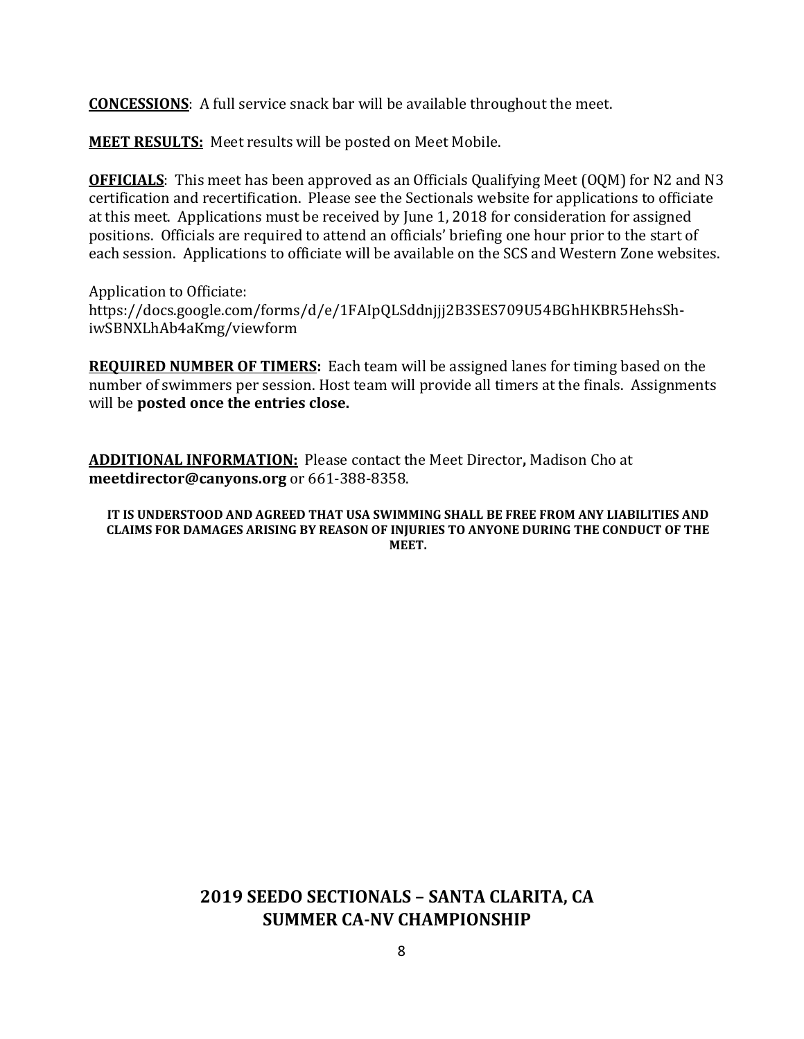**CONCESSIONS**: A full service snack bar will be available throughout the meet.

**MEET RESULTS:** Meet results will be posted on Meet Mobile.

**OFFICIALS**: This meet has been approved as an Officials Qualifying Meet (OQM) for N2 and N3 certification and recertification. Please see the Sectionals website for applications to officiate at this meet. Applications must be received by June 1, 2018 for consideration for assigned positions. Officials are required to attend an officials' briefing one hour prior to the start of each session. Applications to officiate will be available on the SCS and Western Zone websites.

Application to Officiate:
https://docs.google.com/forms/d/e/1FAIpQLSddnjjj2B3SES709U54BGhHKBR5HehsSh-iwSBNXLhAb4aKmg/viewform

**REQUIRED NUMBER OF TIMERS:** Each team will be assigned lanes for timing based on the number of swimmers per session. Host team will provide all timers at the finals. Assignments will be **posted once the entries close.**

**ADDITIONAL INFORMATION:** Please contact the Meet Director**,** Madison Cho at **meetdirector@canyons.org** or 661-388-8358.

**IT IS UNDERSTOOD AND AGREED THAT USA SWIMMING SHALL BE FREE FROM ANY LIABILITIES AND CLAIMS FOR DAMAGES ARISING BY REASON OF INJURIES TO ANYONE DURING THE CONDUCT OF THE MEET.**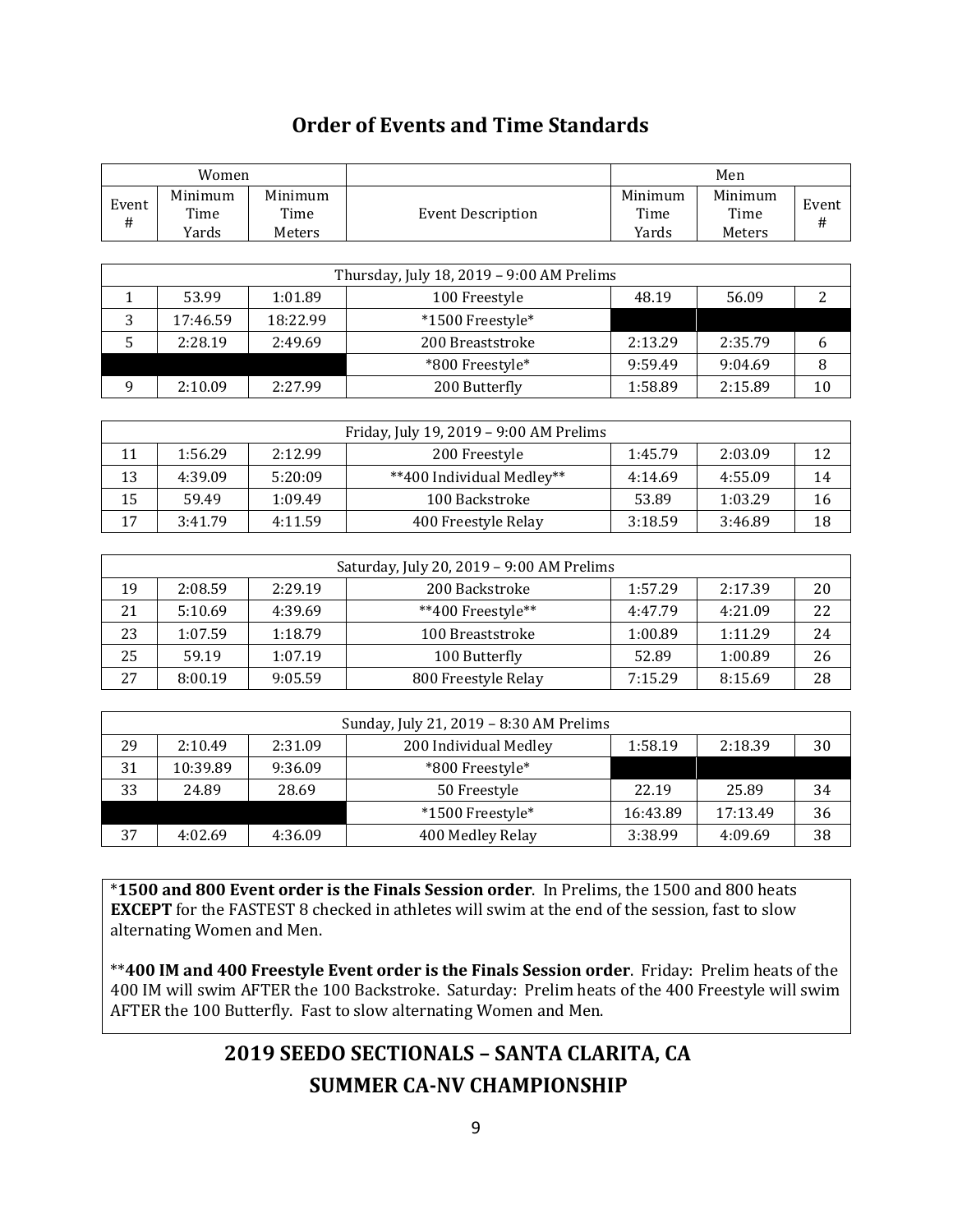## Order of Events and Time Standards

| Women | | | | Men | | |
|---|---|---|---|---|---|---|
| Event # | Minimum Time Yards | Minimum Time Meters | Event Description | Minimum Time Yards | Minimum Time Meters | Event # |
| | | | **Thursday, July 18, 2019 – 9:00 AM Prelims** | | | |
| 1 | 53.99 | 1:01.89 | 100 Freestyle | 48.19 | 56.09 | 2 |
| 3 | 17:46.59 | 18:22.99 | *1500 Freestyle* | | | |
| 5 | 2:28.19 | 2:49.69 | 200 Breaststroke | 2:13.29 | 2:35.79 | 6 |
| | | | *800 Freestyle* | 9:59.49 | 9:04.69 | 8 |
| 9 | 2:10.09 | 2:27.99 | 200 Butterfly | 1:58.89 | 2:15.89 | 10 |
| | | | **Friday, July 19, 2019 – 9:00 AM Prelims** | | | |
| 11 | 1:56.29 | 2:12.99 | 200 Freestyle | 1:45.79 | 2:03.09 | 12 |
| 13 | 4:39.09 | 5:20:09 | **400 Individual Medley** | 4:14.69 | 4:55.09 | 14 |
| 15 | 59.49 | 1:09.49 | 100 Backstroke | 53.89 | 1:03.29 | 16 |
| 17 | 3:41.79 | 4:11.59 | 400 Freestyle Relay | 3:18.59 | 3:46.89 | 18 |
| | | | **Saturday, July 20, 2019 – 9:00 AM Prelims** | | | |
| 19 | 2:08.59 | 2:29.19 | 200 Backstroke | 1:57.29 | 2:17.39 | 20 |
| 21 | 5:10.69 | 4:39.69 | **400 Freestyle** | 4:47.79 | 4:21.09 | 22 |
| 23 | 1:07.59 | 1:18.79 | 100 Breaststroke | 1:00.89 | 1:11.29 | 24 |
| 25 | 59.19 | 1:07.19 | 100 Butterfly | 52.89 | 1:00.89 | 26 |
| 27 | 8:00.19 | 9:05.59 | 800 Freestyle Relay | 7:15.29 | 8:15.69 | 28 |
| | | | **Sunday, July 21, 2019 – 8:30 AM Prelims** | | | |
| 29 | 2:10.49 | 2:31.09 | 200 Individual Medley | 1:58.19 | 2:18.39 | 30 |
| 31 | 10:39.89 | 9:36.09 | *800 Freestyle* | | | |
| 33 | 24.89 | 28.69 | 50 Freestyle | 22.19 | 25.89 | 34 |
| | | | *1500 Freestyle* | 16:43.89 | 17:13.49 | 36 |
| 37 | 4:02.69 | 4:36.09 | 400 Medley Relay | 3:38.99 | 4:09.69 | 38 |

*__1500 and 800 Event order is the Finals Session order__. In Prelims, the 1500 and 800 heats **EXCEPT** for the FASTEST 8 checked in athletes will swim at the end of the session, fast to slow alternating Women and Men.

**__400 IM and 400 Freestyle Event order is the Finals Session order__. Friday: Prelim heats of the 400 IM will swim AFTER the 100 Backstroke. Saturday: Prelim heats of the 400 Freestyle will swim AFTER the 100 Butterfly. Fast to slow alternating Women and Men.

## 2019 SEEDO SECTIONALS – SANTA CLARITA, CA
## SUMMER CA-NV CHAMPIONSHIP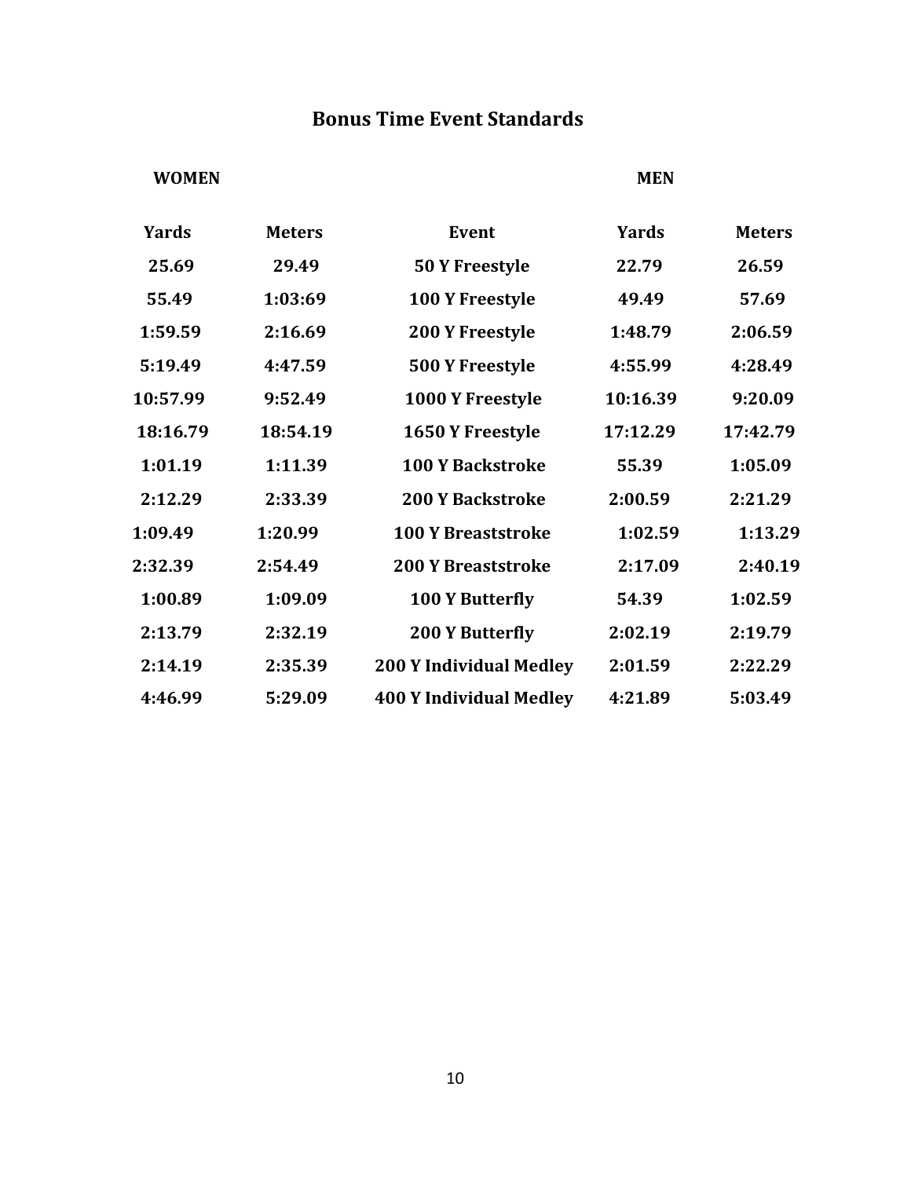## Bonus Time Event Standards

| WOMEN | | | MEN | |
|---|---|---|---|---|
| **Yards** | **Meters** | **Event** | **Yards** | **Meters** |
| 25.69 | 29.49 | 50 Y Freestyle | 22.79 | 26.59 |
| 55.49 | 1:03:69 | 100 Y Freestyle | 49.49 | 57.69 |
| 1:59.59 | 2:16.69 | 200 Y Freestyle | 1:48.79 | 2:06.59 |
| 5:19.49 | 4:47.59 | 500 Y Freestyle | 4:55.99 | 4:28.49 |
| 10:57.99 | 9:52.49 | 1000 Y Freestyle | 10:16.39 | 9:20.09 |
| 18:16.79 | 18:54.19 | 1650 Y Freestyle | 17:12.29 | 17:42.79 |
| 1:01.19 | 1:11.39 | 100 Y Backstroke | 55.39 | 1:05.09 |
| 2:12.29 | 2:33.39 | 200 Y Backstroke | 2:00.59 | 2:21.29 |
| 1:09.49 | 1:20.99 | 100 Y Breaststroke | 1:02.59 | 1:13.29 |
| 2:32.39 | 2:54.49 | 200 Y Breaststroke | 2:17.09 | 2:40.19 |
| 1:00.89 | 1:09.09 | 100 Y Butterfly | 54.39 | 1:02.59 |
| 2:13.79 | 2:32.19 | 200 Y Butterfly | 2:02.19 | 2:19.79 |
| 2:14.19 | 2:35.39 | 200 Y Individual Medley | 2:01.59 | 2:22.29 |
| 4:46.99 | 5:29.09 | 400 Y Individual Medley | 4:21.89 | 5:03.49 |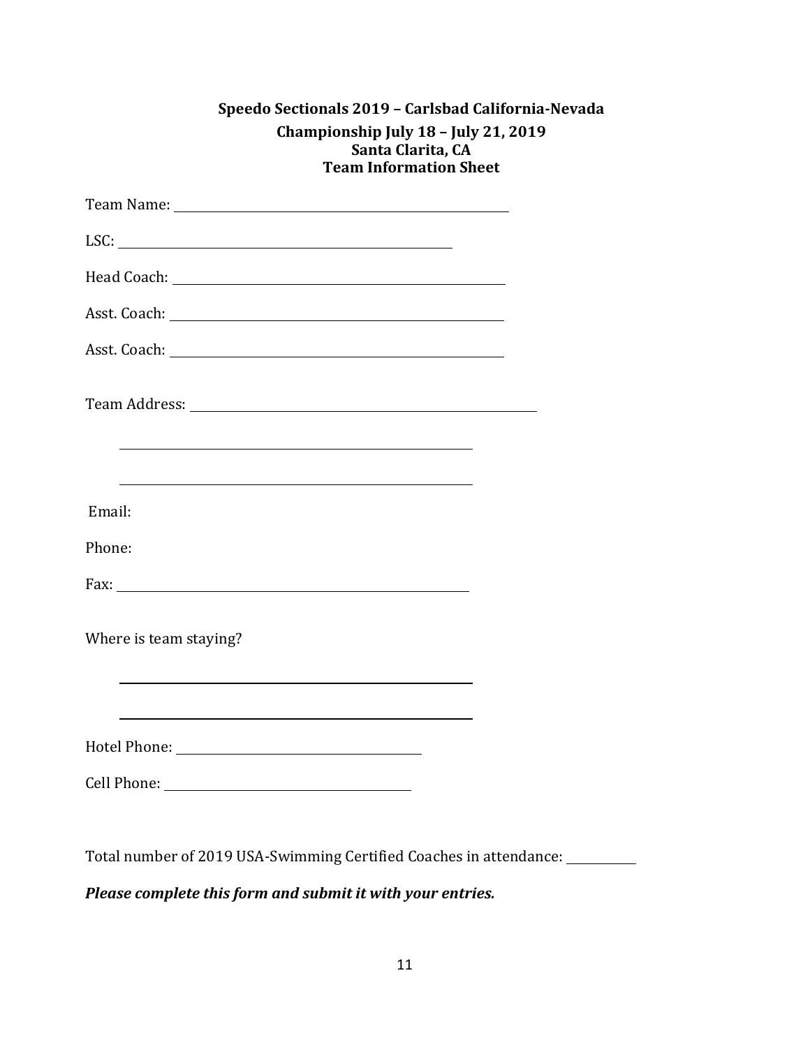**Speedo Sectionals 2019 – Carlsbad California-Nevada**

**Championship July 18 – July 21, 2019**
**Santa Clarita, CA**
**Team Information Sheet**

Team Name: ______________________________________________

LSC: ______________________________________________

Head Coach: ______________________________________________

Asst. Coach: ______________________________________________

Asst. Coach: ______________________________________________

Team Address: ______________________________________________

______________________________________________

______________________________________________

Email:

Phone:

Fax: ______________________________________________

Where is team staying?

______________________________________________

______________________________________________

Hotel Phone: ________________________________

Cell Phone: ________________________________

Total number of 2019 USA-Swimming Certified Coaches in attendance: __________

***Please complete this form and submit it with your entries.***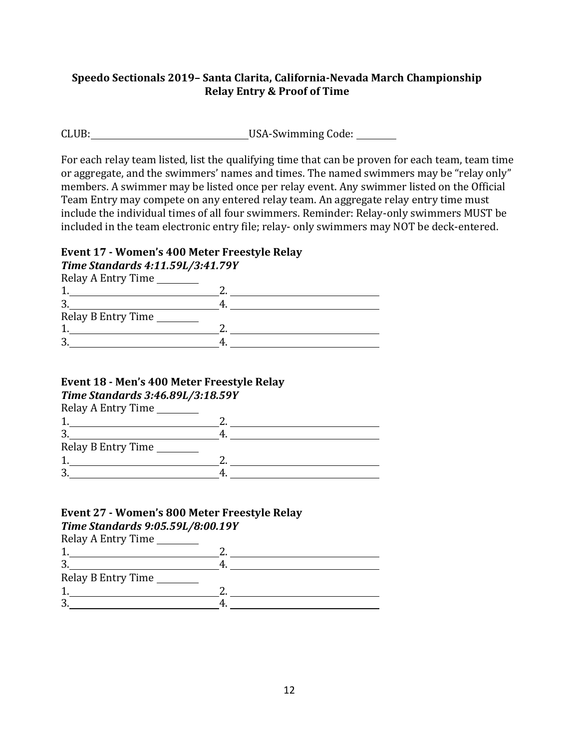**Speedo Sectionals 2019– Santa Clarita, California-Nevada March Championship**
**Relay Entry & Proof of Time**

CLUB: ______________________ USA-Swimming Code: ________

For each relay team listed, list the qualifying time that can be proven for each team, team time or aggregate, and the swimmers' names and times. The named swimmers may be "relay only" members. A swimmer may be listed once per relay event. Any swimmer listed on the Official Team Entry may compete on any entered relay team. An aggregate relay entry time must include the individual times of all four swimmers. Reminder: Relay-only swimmers MUST be included in the team electronic entry file; relay- only swimmers may NOT be deck-entered.

**Event 17 - Women's 400 Meter Freestyle Relay**
***Time Standards 4:11.59L/3:41.79Y***

Relay A Entry Time ________
1.______________________ 2. ______________________
3.______________________ 4. ______________________

Relay B Entry Time ________
1.______________________ 2. ______________________
3.______________________ 4. ______________________

**Event 18 - Men's 400 Meter Freestyle Relay**
***Time Standards 3:46.89L/3:18.59Y***

Relay A Entry Time ________
1.______________________ 2. ______________________
3.______________________ 4. ______________________

Relay B Entry Time ________
1.______________________ 2. ______________________
3.______________________ 4. ______________________

**Event 27 - Women's 800 Meter Freestyle Relay**
***Time Standards 9:05.59L/8:00.19Y***

Relay A Entry Time ________
1.______________________ 2. ______________________
3.______________________ 4. ______________________

Relay B Entry Time ________
1.______________________ 2. ______________________
3.______________________ 4. ______________________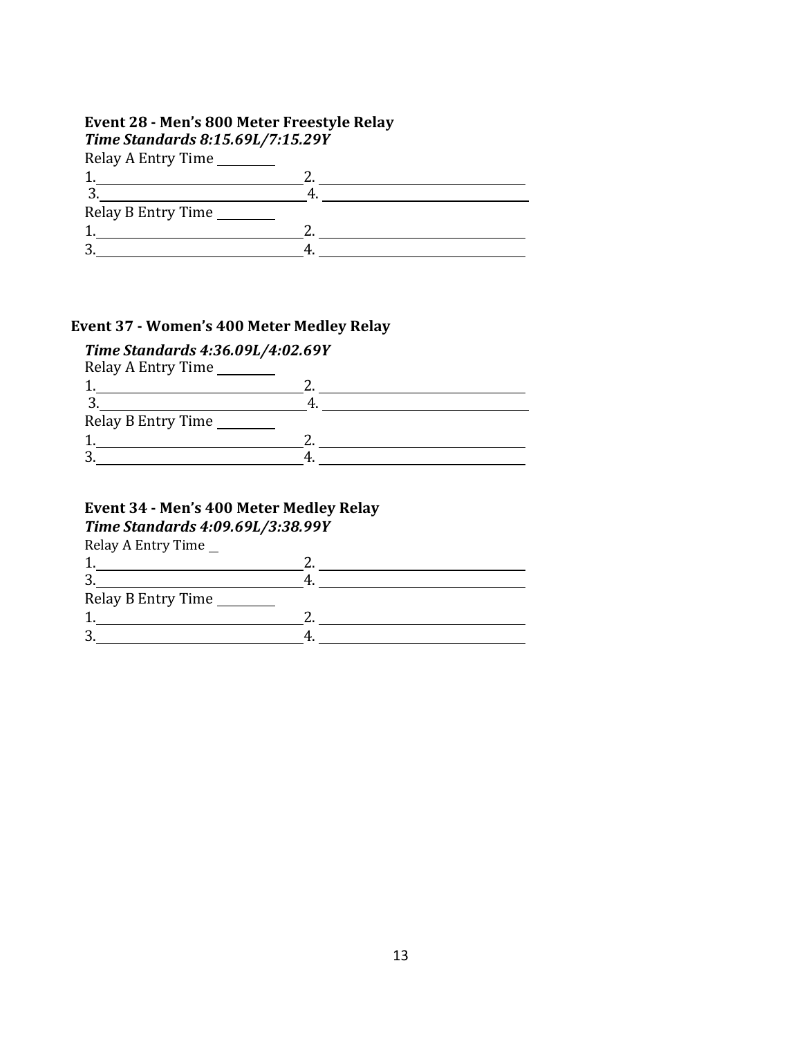**Event 28 - Men's 800 Meter Freestyle Relay**
***Time Standards 8:15.69L/7:15.29Y***

Relay A Entry Time ________

1.______________________________ 2. ______________________________
3.______________________________ 4. ______________________________

Relay B Entry Time ________

1.______________________________ 2. ______________________________
3.______________________________ 4. ______________________________

**Event 37 - Women's 400 Meter Medley Relay**

***Time Standards 4:36.09L/4:02.69Y***

Relay A Entry Time ________

1.______________________________ 2. ______________________________
3.______________________________ 4. ______________________________

Relay B Entry Time ________

1.______________________________ 2. ______________________________
3.______________________________ 4. ______________________________

**Event 34 - Men's 400 Meter Medley Relay**
***Time Standards 4:09.69L/3:38.99Y***

Relay A Entry Time __

1.______________________________ 2. ______________________________
3.______________________________ 4. ______________________________

Relay B Entry Time ________

1.______________________________ 2. ______________________________
3.______________________________ 4. ______________________________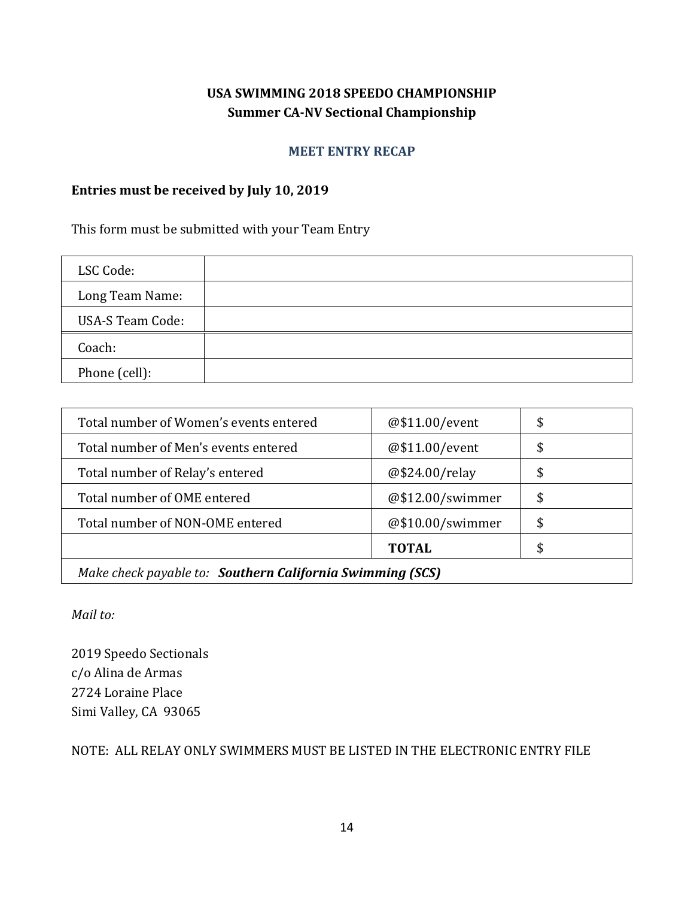**USA SWIMMING 2018 SPEEDO CHAMPIONSHIP**
**Summer CA-NV Sectional Championship**

## MEET ENTRY RECAP

**Entries must be received by July 10, 2019**

This form must be submitted with your Team Entry

| | |
|---|---|
| LSC Code: | |
| Long Team Name: | |
| USA-S Team Code: | |
| Coach: | |
| Phone (cell): | |

| | | |
|---|---|---|
| Total number of Women's events entered | @$11.00/event | $ |
| Total number of Men's events entered | @$11.00/event | $ |
| Total number of Relay's entered | @$24.00/relay | $ |
| Total number of OME entered | @$12.00/swimmer | $ |
| Total number of NON-OME entered | @$10.00/swimmer | $ |
| | **TOTAL** | $ |
| *Make check payable to:* ***Southern California Swimming (SCS)*** | | |

*Mail to:*

2019 Speedo Sectionals
c/o Alina de Armas
2724 Loraine Place
Simi Valley, CA 93065

NOTE: ALL RELAY ONLY SWIMMERS MUST BE LISTED IN THE ELECTRONIC ENTRY FILE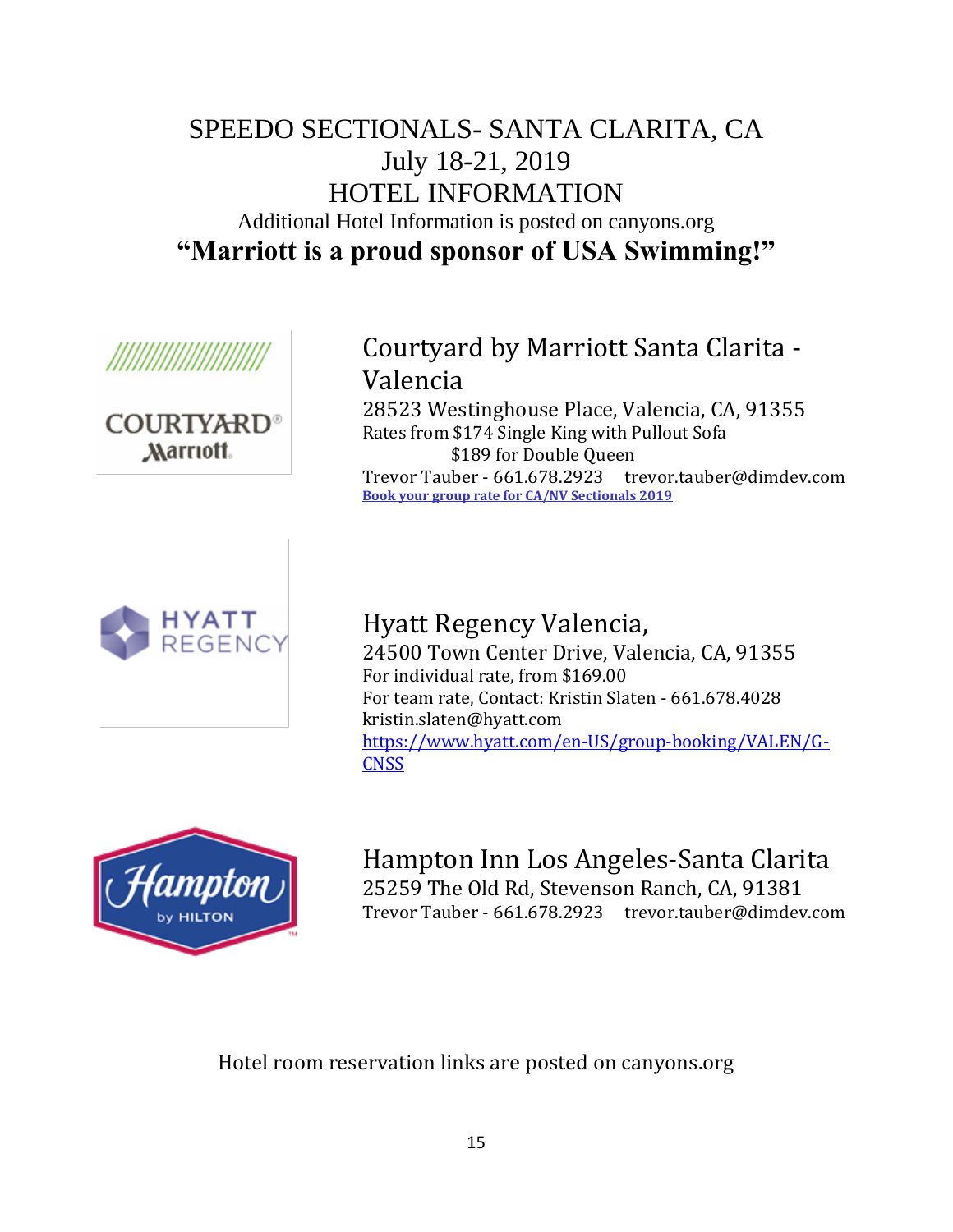# SPEEDO SECTIONALS- SANTA CLARITA, CA
## July 18-21, 2019
## HOTEL INFORMATION

Additional Hotel Information is posted on canyons.org

**"Marriott is a proud sponsor of USA Swimming!"**

### Courtyard by Marriott Santa Clarita - Valencia

28523 Westinghouse Place, Valencia, CA, 91355

Rates from $174 Single King with Pullout Sofa

$189 for Double Queen

Trevor Tauber - 661.678.2923 trevor.tauber@dimdev.com

**Book your group rate for CA/NV Sectionals 2019**

### Hyatt Regency Valencia,

24500 Town Center Drive, Valencia, CA, 91355

For individual rate, from $169.00

For team rate, Contact: Kristin Slaten - 661.678.4028

kristin.slaten@hyatt.com

https://www.hyatt.com/en-US/group-booking/VALEN/G-CNSS

### Hampton Inn Los Angeles-Santa Clarita

25259 The Old Rd, Stevenson Ranch, CA, 91381

Trevor Tauber - 661.678.2923 trevor.tauber@dimdev.com

Hotel room reservation links are posted on canyons.org